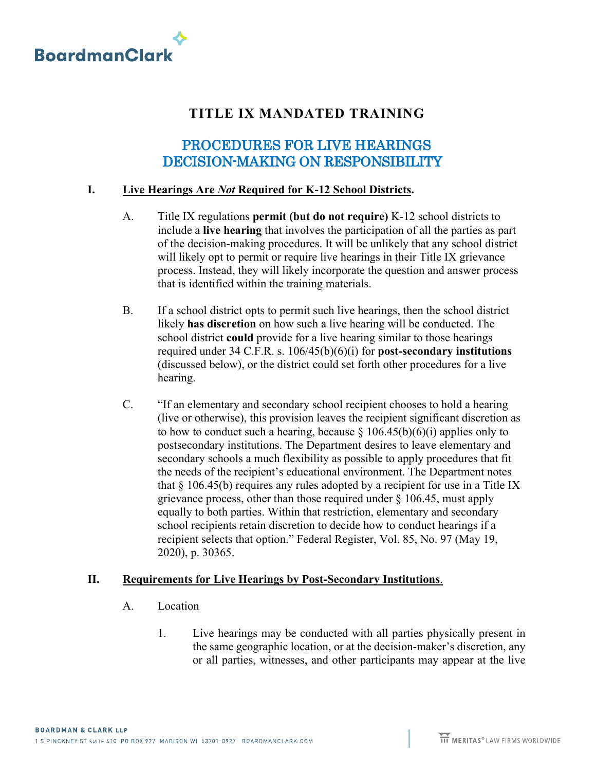# TITLE IX MANDATED TRAINING

## PROCEDURES FOR LIVE HEARINGS DECISION-MAKING ON RESPONSIBILITY

**I. Live Hearings Are *Not* Required for K-12 School Districts.**

A. Title IX regulations **permit (but do not require)** K-12 school districts to include a **live hearing** that involves the participation of all the parties as part of the decision-making procedures. It will be unlikely that any school district will likely opt to permit or require live hearings in their Title IX grievance process. Instead, they will likely incorporate the question and answer process that is identified within the training materials.

B. If a school district opts to permit such live hearings, then the school district likely **has discretion** on how such a live hearing will be conducted. The school district **could** provide for a live hearing similar to those hearings required under 34 C.F.R. s. 106/45(b)(6)(i) for **post-secondary institutions** (discussed below), or the district could set forth other procedures for a live hearing.

C. "If an elementary and secondary school recipient chooses to hold a hearing (live or otherwise), this provision leaves the recipient significant discretion as to how to conduct such a hearing, because § 106.45(b)(6)(i) applies only to postsecondary institutions. The Department desires to leave elementary and secondary schools a much flexibility as possible to apply procedures that fit the needs of the recipient's educational environment. The Department notes that § 106.45(b) requires any rules adopted by a recipient for use in a Title IX grievance process, other than those required under § 106.45, must apply equally to both parties. Within that restriction, elementary and secondary school recipients retain discretion to decide how to conduct hearings if a recipient selects that option." Federal Register, Vol. 85, No. 97 (May 19, 2020), p. 30365.

**II. Requirements for Live Hearings by Post-Secondary Institutions.**

A. Location

1. Live hearings may be conducted with all parties physically present in the same geographic location, or at the decision-maker's discretion, any or all parties, witnesses, and other participants may appear at the live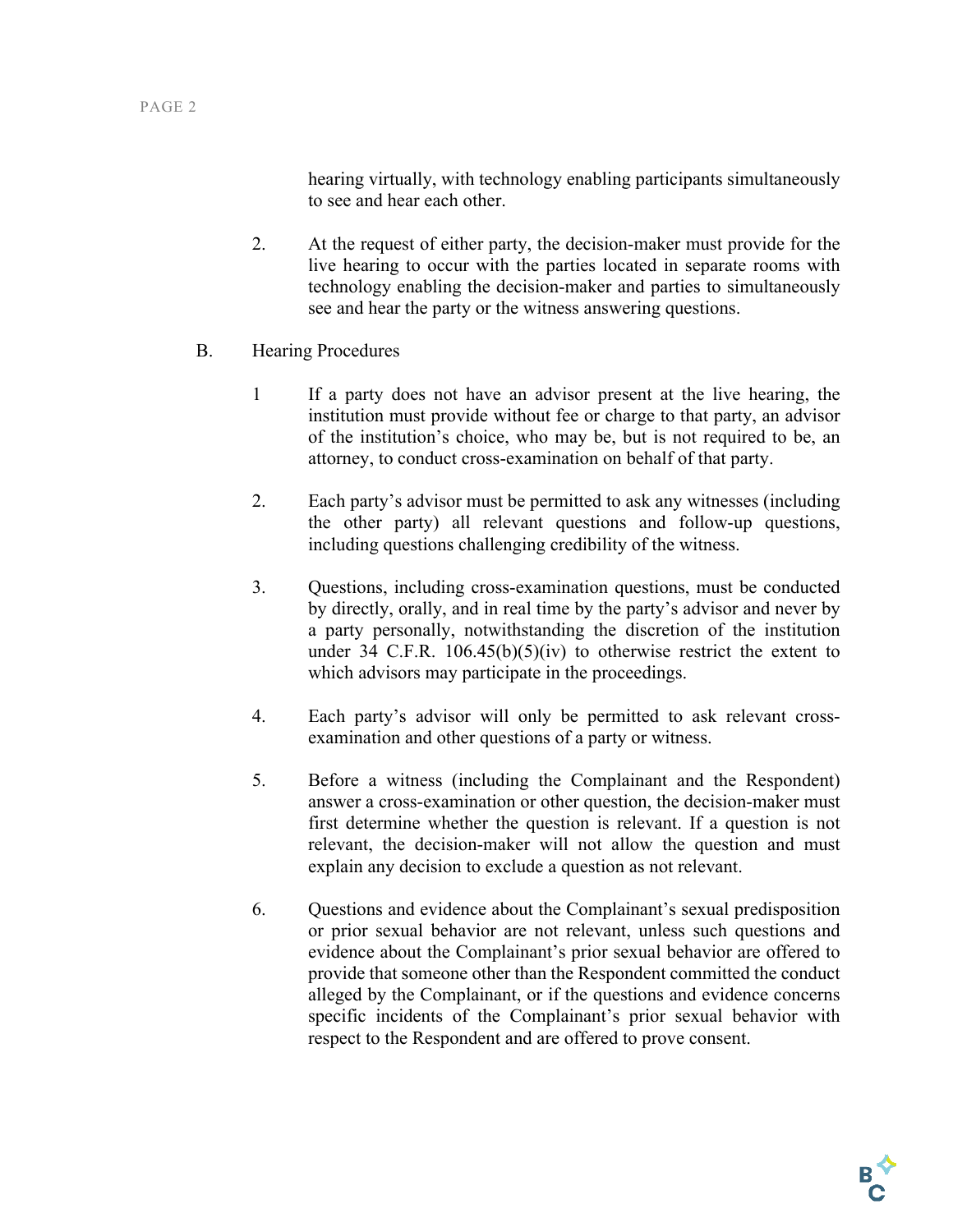hearing virtually, with technology enabling participants simultaneously to see and hear each other.

2. At the request of either party, the decision-maker must provide for the live hearing to occur with the parties located in separate rooms with technology enabling the decision-maker and parties to simultaneously see and hear the party or the witness answering questions.

B. Hearing Procedures

1 If a party does not have an advisor present at the live hearing, the institution must provide without fee or charge to that party, an advisor of the institution's choice, who may be, but is not required to be, an attorney, to conduct cross-examination on behalf of that party.

2. Each party's advisor must be permitted to ask any witnesses (including the other party) all relevant questions and follow-up questions, including questions challenging credibility of the witness.

3. Questions, including cross-examination questions, must be conducted by directly, orally, and in real time by the party's advisor and never by a party personally, notwithstanding the discretion of the institution under 34 C.F.R. 106.45(b)(5)(iv) to otherwise restrict the extent to which advisors may participate in the proceedings.

4. Each party's advisor will only be permitted to ask relevant cross-examination and other questions of a party or witness.

5. Before a witness (including the Complainant and the Respondent) answer a cross-examination or other question, the decision-maker must first determine whether the question is relevant. If a question is not relevant, the decision-maker will not allow the question and must explain any decision to exclude a question as not relevant.

6. Questions and evidence about the Complainant's sexual predisposition or prior sexual behavior are not relevant, unless such questions and evidence about the Complainant's prior sexual behavior are offered to provide that someone other than the Respondent committed the conduct alleged by the Complainant, or if the questions and evidence concerns specific incidents of the Complainant's prior sexual behavior with respect to the Respondent and are offered to prove consent.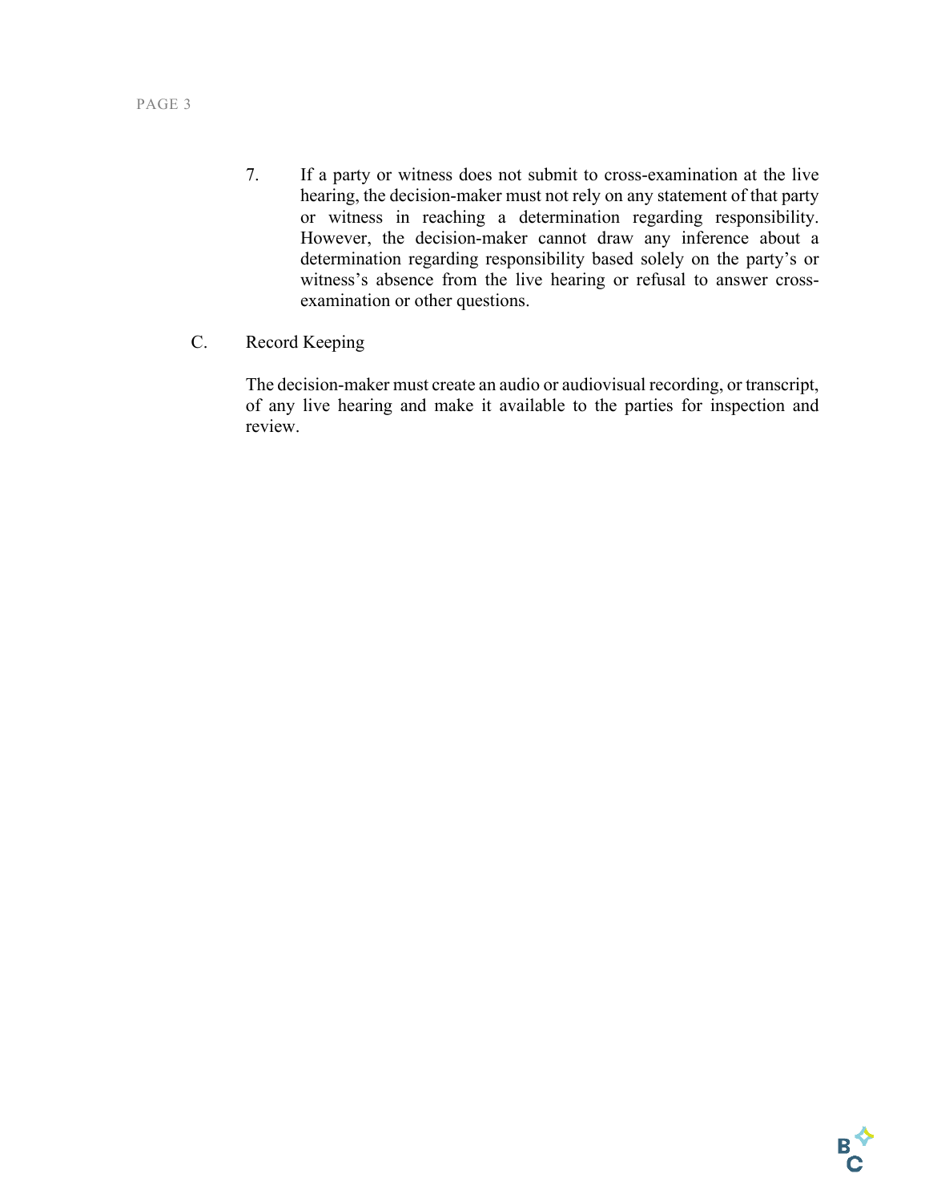7. If a party or witness does not submit to cross-examination at the live hearing, the decision-maker must not rely on any statement of that party or witness in reaching a determination regarding responsibility. However, the decision-maker cannot draw any inference about a determination regarding responsibility based solely on the party's or witness's absence from the live hearing or refusal to answer cross-examination or other questions.

C. Record Keeping

The decision-maker must create an audio or audiovisual recording, or transcript, of any live hearing and make it available to the parties for inspection and review.